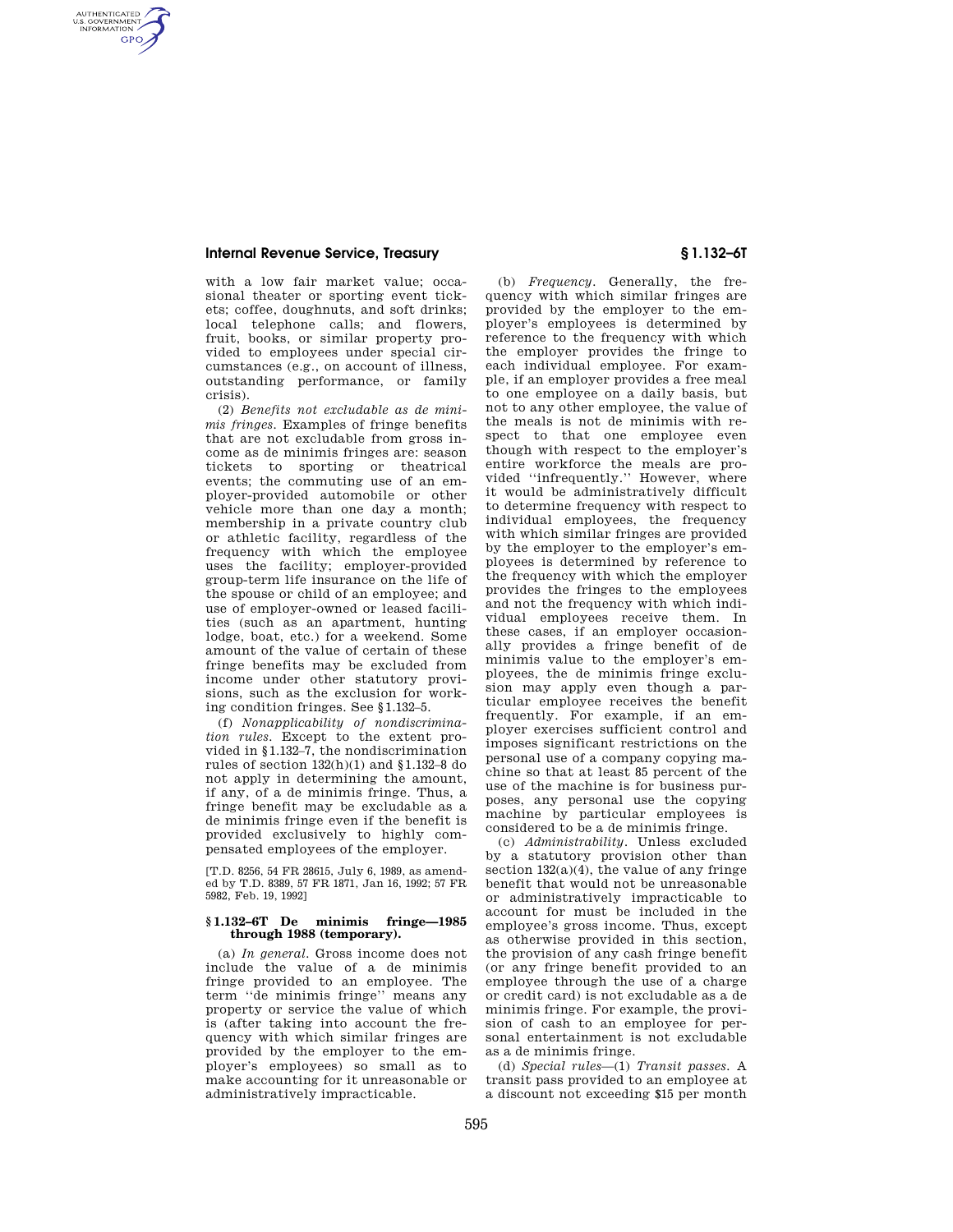with a low fair market value; occasional theater or sporting event tickets; coffee, doughnuts, and soft drinks; local telephone calls; and flowers, fruit, books, or similar property provided to employees under special circumstances (e.g., on account of illness, outstanding performance, or family crisis).

(2) *Benefits not excludable as de minimis fringes.* Examples of fringe benefits that are not excludable from gross income as de minimis fringes are: season tickets to sporting or theatrical events; the commuting use of an employer-provided automobile or other vehicle more than one day a month; membership in a private country club or athletic facility, regardless of the frequency with which the employee uses the facility; employer-provided group-term life insurance on the life of the spouse or child of an employee; and use of employer-owned or leased facilities (such as an apartment, hunting lodge, boat, etc.) for a weekend. Some amount of the value of certain of these fringe benefits may be excluded from income under other statutory provisions, such as the exclusion for working condition fringes. See §1.132–5.

(f) *Nonapplicability of nondiscrimination rules.* Except to the extent provided in §1.132–7, the nondiscrimination rules of section 132(h)(1) and §1.132–8 do not apply in determining the amount, if any, of a de minimis fringe. Thus, a fringe benefit may be excludable as a de minimis fringe even if the benefit is provided exclusively to highly compensated employees of the employer.

[T.D. 8256, 54 FR 28615, July 6, 1989, as amended by T.D. 8389, 57 FR 1871, Jan 16, 1992; 57 FR 5982, Feb. 19, 1992]

## §1.132–6T De minimis fringe—1985 through 1988 (temporary).

(a) *In general.* Gross income does not include the value of a de minimis fringe provided to an employee. The term "de minimis fringe" means any property or service the value of which is (after taking into account the frequency with which similar fringes are provided by the employer to the employer's employees) so small as to make accounting for it unreasonable or administratively impracticable.

(b) *Frequency.* Generally, the frequency with which similar fringes are provided by the employer to the employer's employees is determined by reference to the frequency with which the employer provides the fringe to each individual employee. For example, if an employer provides a free meal to one employee on a daily basis, but not to any other employee, the value of the meals is not de minimis with respect to that one employee even though with respect to the employer's entire workforce the meals are provided "infrequently." However, where it would be administratively difficult to determine frequency with respect to individual employees, the frequency with which similar fringes are provided by the employer to the employer's employees is determined by reference to the frequency with which the employer provides the fringes to the employees and not the frequency with which individual employees receive them. In these cases, if an employer occasionally provides a fringe benefit of de minimis value to the employer's employees, the de minimis fringe exclusion may apply even though a particular employee receives the benefit frequently. For example, if an employer exercises sufficient control and imposes significant restrictions on the personal use of a company copying machine so that at least 85 percent of the use of the machine is for business purposes, any personal use the copying machine by particular employees is considered to be a de minimis fringe.

(c) *Administrability.* Unless excluded by a statutory provision other than section 132(a)(4), the value of any fringe benefit that would not be unreasonable or administratively impracticable to account for must be included in the employee's gross income. Thus, except as otherwise provided in this section, the provision of any cash fringe benefit (or any fringe benefit provided to an employee through the use of a charge or credit card) is not excludable as a de minimis fringe. For example, the provision of cash to an employee for personal entertainment is not excludable as a de minimis fringe.

(d) *Special rules*—(1) *Transit passes.* A transit pass provided to an employee at a discount not exceeding $15 per month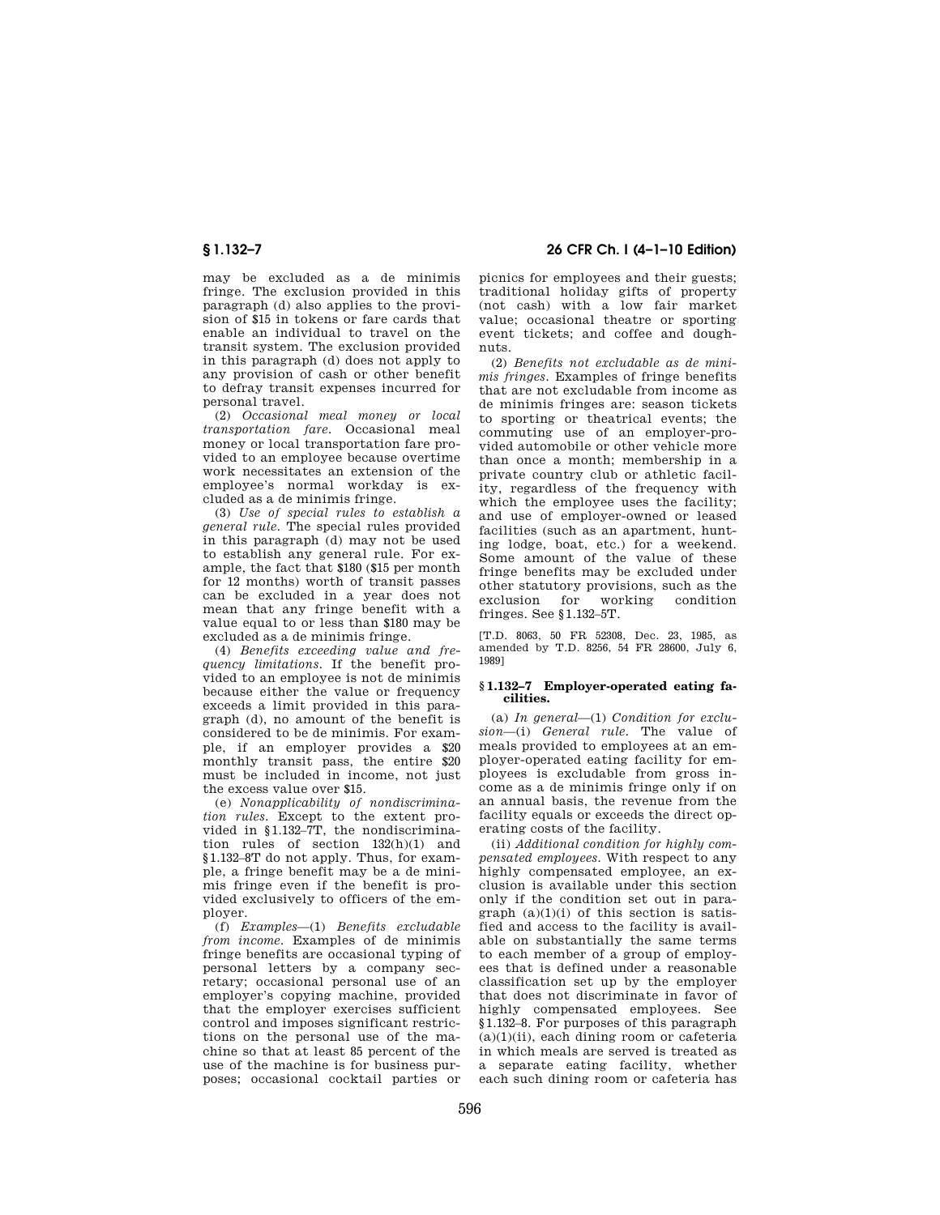may be excluded as a de minimis fringe. The exclusion provided in this paragraph (d) also applies to the provision of $15 in tokens or fare cards that enable an individual to travel on the transit system. The exclusion provided in this paragraph (d) does not apply to any provision of cash or other benefit to defray transit expenses incurred for personal travel.

(2) *Occasional meal money or local transportation fare.* Occasional meal money or local transportation fare provided to an employee because overtime work necessitates an extension of the employee's normal workday is excluded as a de minimis fringe.

(3) *Use of special rules to establish a general rule.* The special rules provided in this paragraph (d) may not be used to establish any general rule. For example, the fact that $180 ($15 per month for 12 months) worth of transit passes can be excluded in a year does not mean that any fringe benefit with a value equal to or less than $180 may be excluded as a de minimis fringe.

(4) *Benefits exceeding value and frequency limitations.* If the benefit provided to an employee is not de minimis because either the value or frequency exceeds a limit provided in this paragraph (d), no amount of the benefit is considered to be de minimis. For example, if an employer provides a $20 monthly transit pass, the entire $20 must be included in income, not just the excess value over $15.

(e) *Nonapplicability of nondiscrimination rules.* Except to the extent provided in §1.132–7T, the nondiscrimination rules of section 132(h)(1) and §1.132–8T do not apply. Thus, for example, a fringe benefit may be a de minimis fringe even if the benefit is provided exclusively to officers of the employer.

(f) *Examples*—(1) *Benefits excludable from income.* Examples of de minimis fringe benefits are occasional typing of personal letters by a company secretary; occasional personal use of an employer's copying machine, provided that the employer exercises sufficient control and imposes significant restrictions on the personal use of the machine so that at least 85 percent of the use of the machine is for business purposes; occasional cocktail parties or picnics for employees and their guests; traditional holiday gifts of property (not cash) with a low fair market value; occasional theatre or sporting event tickets; and coffee and doughnuts.

(2) *Benefits not excludable as de minimis fringes.* Examples of fringe benefits that are not excludable from income as de minimis fringes are: season tickets to sporting or theatrical events; the commuting use of an employer-provided automobile or other vehicle more than once a month; membership in a private country club or athletic facility, regardless of the frequency with which the employee uses the facility; and use of employer-owned or leased facilities (such as an apartment, hunting lodge, boat, etc.) for a weekend. Some amount of the value of these fringe benefits may be excluded under other statutory provisions, such as the exclusion for working condition fringes. See §1.132–5T.

[T.D. 8063, 50 FR 52308, Dec. 23, 1985, as amended by T.D. 8256, 54 FR 28600, July 6, 1989]

## §1.132–7 Employer-operated eating facilities.

(a) *In general*—(1) *Condition for exclusion*—(i) *General rule.* The value of meals provided to employees at an employer-operated eating facility for employees is excludable from gross income as a de minimis fringe only if on an annual basis, the revenue from the facility equals or exceeds the direct operating costs of the facility.

(ii) *Additional condition for highly compensated employees.* With respect to any highly compensated employee, an exclusion is available under this section only if the condition set out in paragraph (a)(1)(i) of this section is satisfied and access to the facility is available on substantially the same terms to each member of a group of employees that is defined under a reasonable classification set up by the employer that does not discriminate in favor of highly compensated employees. See §1.132–8. For purposes of this paragraph (a)(1)(ii), each dining room or cafeteria in which meals are served is treated as a separate eating facility, whether each such dining room or cafeteria has